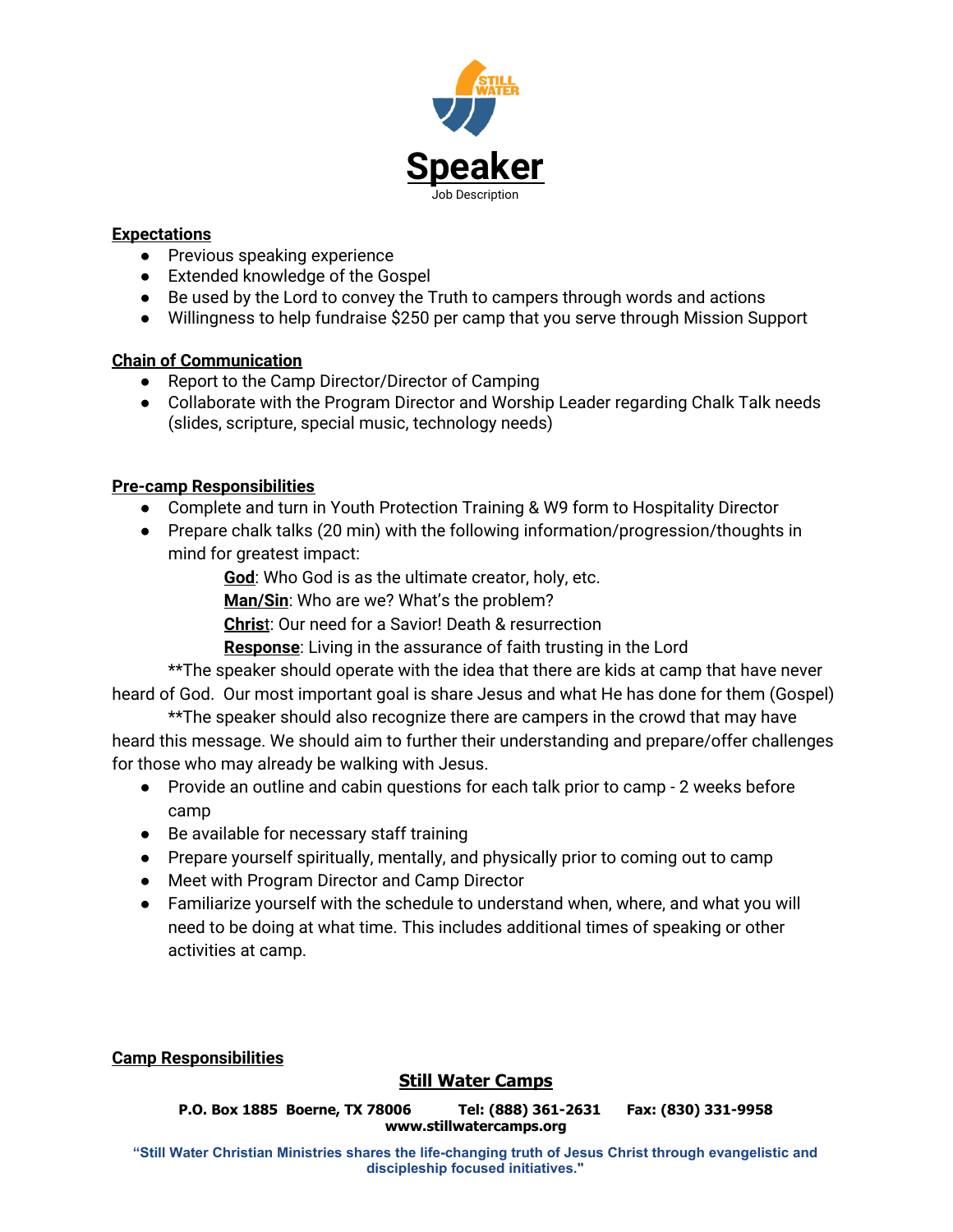# Speaker

Job Description

**Expectations**

- Previous speaking experience
- Extended knowledge of the Gospel
- Be used by the Lord to convey the Truth to campers through words and actions
- Willingness to help fundraise $250 per camp that you serve through Mission Support

**Chain of Communication**

- Report to the Camp Director/Director of Camping
- Collaborate with the Program Director and Worship Leader regarding Chalk Talk needs (slides, scripture, special music, technology needs)

**Pre-camp Responsibilities**

- Complete and turn in Youth Protection Training & W9 form to Hospitality Director
- Prepare chalk talks (20 min) with the following information/progression/thoughts in mind for greatest impact:
    - **God**: Who God is as the ultimate creator, holy, etc.
    - **Man/Sin**: Who are we? What's the problem?
    - **Christ**: Our need for a Savior! Death & resurrection
    - **Response**: Living in the assurance of faith trusting in the Lord

\*\*The speaker should operate with the idea that there are kids at camp that have never heard of God. Our most important goal is share Jesus and what He has done for them (Gospel)

\*\*The speaker should also recognize there are campers in the crowd that may have heard this message. We should aim to further their understanding and prepare/offer challenges for those who may already be walking with Jesus.

- Provide an outline and cabin questions for each talk prior to camp - 2 weeks before camp
- Be available for necessary staff training
- Prepare yourself spiritually, mentally, and physically prior to coming out to camp
- Meet with Program Director and Camp Director
- Familiarize yourself with the schedule to understand when, where, and what you will need to be doing at what time. This includes additional times of speaking or other activities at camp.

**Camp Responsibilities**

**Still Water Camps**

**P.O. Box 1885 Boerne, TX 78006 Tel: (888) 361-2631 Fax: (830) 331-9958**
**www.stillwatercamps.org**

**"Still Water Christian Ministries shares the life-changing truth of Jesus Christ through evangelistic and discipleship focused initiatives."**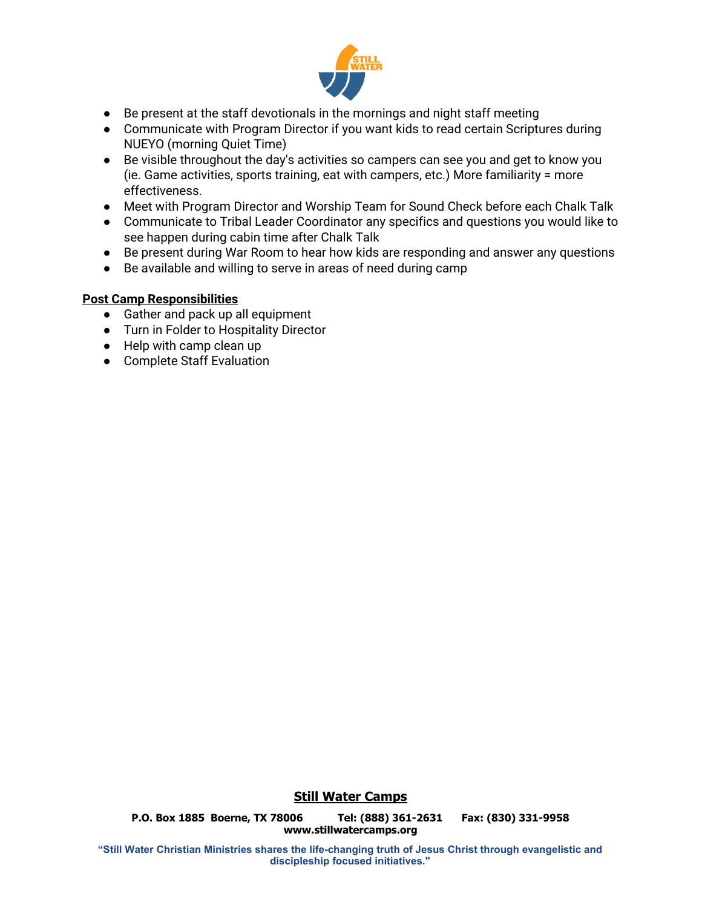- Be present at the staff devotionals in the mornings and night staff meeting
- Communicate with Program Director if you want kids to read certain Scriptures during NUEYO (morning Quiet Time)
- Be visible throughout the day's activities so campers can see you and get to know you (ie. Game activities, sports training, eat with campers, etc.) More familiarity = more effectiveness.
- Meet with Program Director and Worship Team for Sound Check before each Chalk Talk
- Communicate to Tribal Leader Coordinator any specifics and questions you would like to see happen during cabin time after Chalk Talk
- Be present during War Room to hear how kids are responding and answer any questions
- Be available and willing to serve in areas of need during camp

**Post Camp Responsibilities**

- Gather and pack up all equipment
- Turn in Folder to Hospitality Director
- Help with camp clean up
- Complete Staff Evaluation

**Still Water Camps**

**P.O. Box 1885 Boerne, TX 78006 Tel: (888) 361-2631 Fax: (830) 331-9958**
**www.stillwatercamps.org**

**"Still Water Christian Ministries shares the life-changing truth of Jesus Christ through evangelistic and discipleship focused initiatives."**